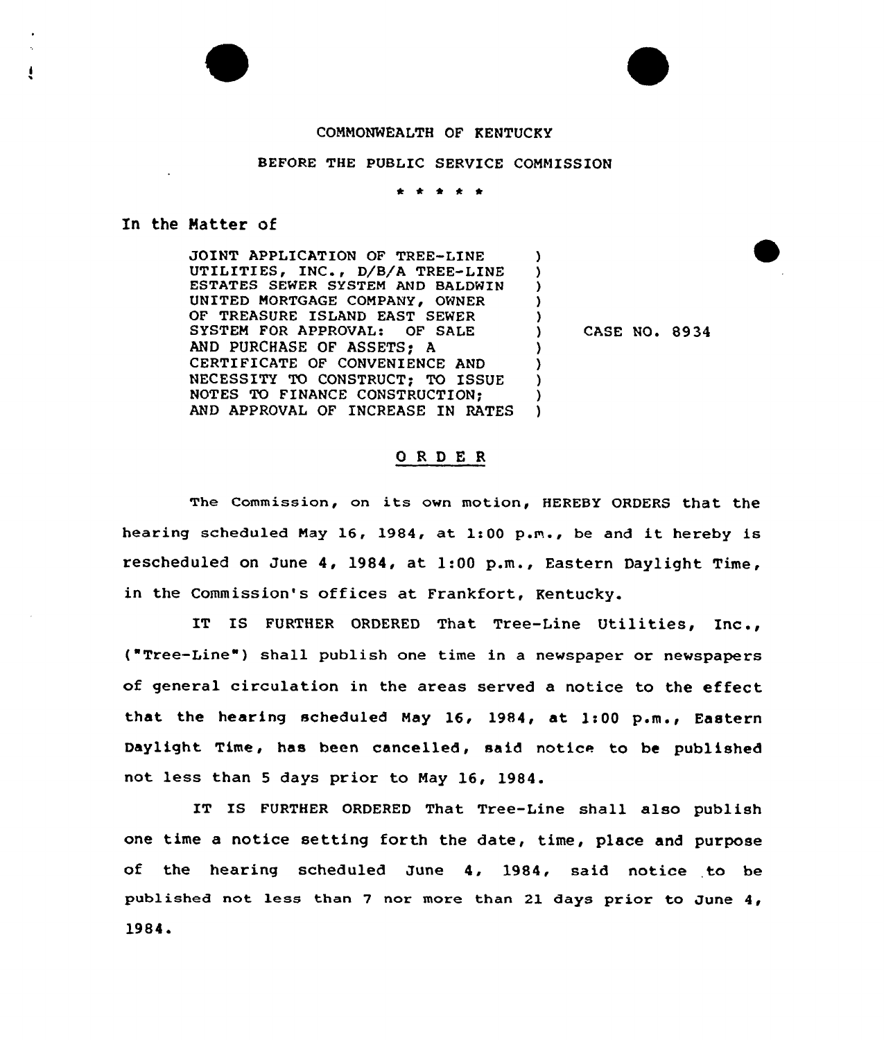COMMONWEALTH OF KENTUCKY

BEFORE THE PUBLIC SERVICE COMMISSION

\* \* \* \* \*

In the Matter of

| | | |
|---|---|---|
| JOINT APPLICATION OF TREE-LINE UTILITIES, INC., D/B/A TREE-LINE ESTATES SEWER SYSTEM AND BALDWIN UNITED MORTGAGE COMPANY, OWNER OF TREASURE ISLAND EAST SEWER SYSTEM FOR APPROVAL: OF SALE AND PURCHASE OF ASSETS; A CERTIFICATE OF CONVENIENCE AND NECESSITY TO CONSTRUCT; TO ISSUE NOTES TO FINANCE CONSTRUCTION; AND APPROVAL OF INCREASE IN RATES | ) | CASE NO. 8934 |

## O R D E R

The Commission, on its own motion, HEREBY ORDERS that the hearing scheduled May 16, 1984, at 1:00 p.m., be and it hereby is rescheduled on June 4, 1984, at 1:00 p.m., Eastern Daylight Time, in the Commission's offices at Frankfort, Kentucky.

IT IS FURTHER ORDERED That Tree-Line Utilities, Inc., ("Tree-Line") shall publish one time in a newspaper or newspapers of general circulation in the areas served a notice to the effect that the hearing scheduled May 16, 1984, at 1:00 p.m., Eastern Daylight Time, has been cancelled, said notice to be published not less than 5 days prior to May 16, 1984.

IT IS FURTHER ORDERED That Tree-Line shall also publish one time a notice setting forth the date, time, place and purpose of the hearing scheduled June 4, 1984, said notice to be published not less than 7 nor more than 21 days prior to June 4, 1984.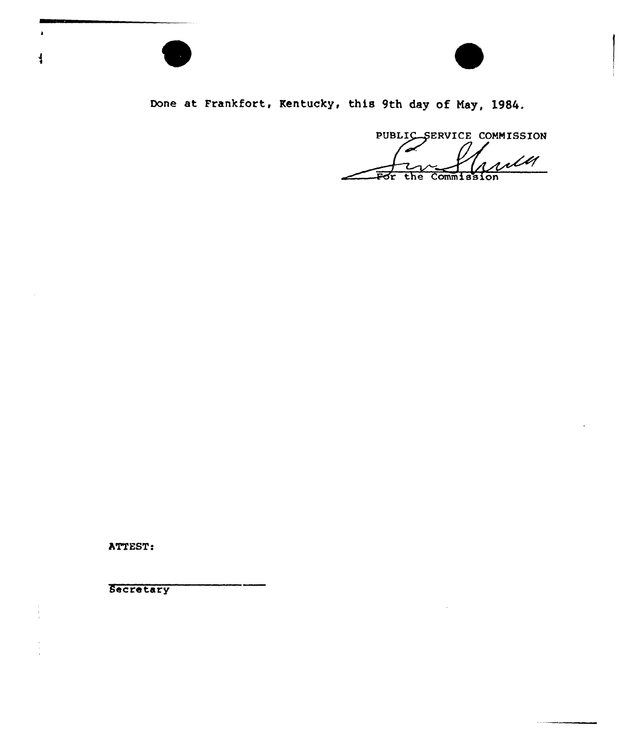Done at Frankfort, Kentucky, this 9th day of May, 1984.

PUBLIC SERVICE COMMISSION

For the Commission

ATTEST:

Secretary